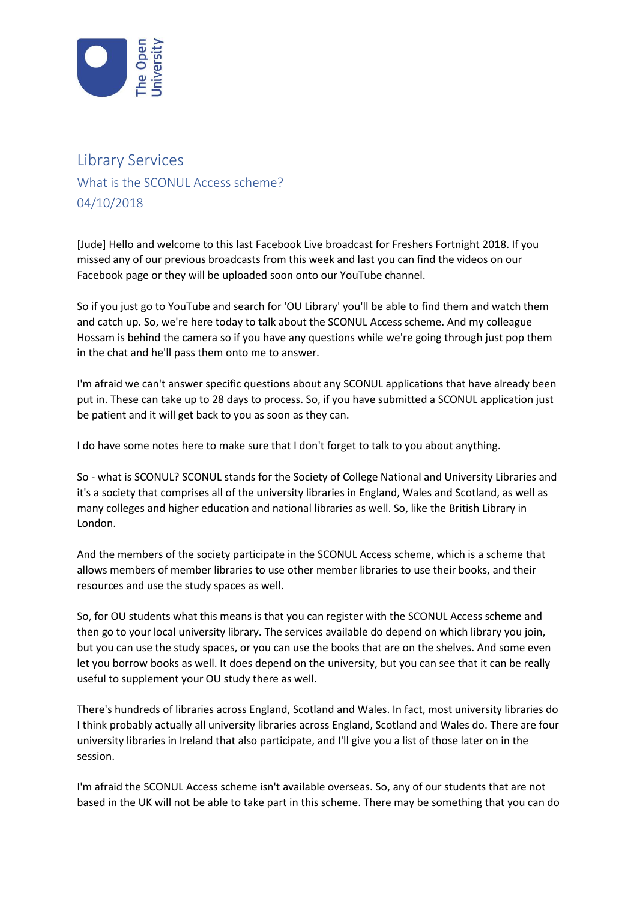# Library Services

## What is the SCONUL Access scheme?

## 04/10/2018

[Jude] Hello and welcome to this last Facebook Live broadcast for Freshers Fortnight 2018. If you missed any of our previous broadcasts from this week and last you can find the videos on our Facebook page or they will be uploaded soon onto our YouTube channel.

So if you just go to YouTube and search for 'OU Library' you'll be able to find them and watch them and catch up. So, we're here today to talk about the SCONUL Access scheme. And my colleague Hossam is behind the camera so if you have any questions while we're going through just pop them in the chat and he'll pass them onto me to answer.

I'm afraid we can't answer specific questions about any SCONUL applications that have already been put in. These can take up to 28 days to process. So, if you have submitted a SCONUL application just be patient and it will get back to you as soon as they can.

I do have some notes here to make sure that I don't forget to talk to you about anything.

So - what is SCONUL? SCONUL stands for the Society of College National and University Libraries and it's a society that comprises all of the university libraries in England, Wales and Scotland, as well as many colleges and higher education and national libraries as well. So, like the British Library in London.

And the members of the society participate in the SCONUL Access scheme, which is a scheme that allows members of member libraries to use other member libraries to use their books, and their resources and use the study spaces as well.

So, for OU students what this means is that you can register with the SCONUL Access scheme and then go to your local university library. The services available do depend on which library you join, but you can use the study spaces, or you can use the books that are on the shelves. And some even let you borrow books as well. It does depend on the university, but you can see that it can be really useful to supplement your OU study there as well.

There's hundreds of libraries across England, Scotland and Wales. In fact, most university libraries do I think probably actually all university libraries across England, Scotland and Wales do. There are four university libraries in Ireland that also participate, and I'll give you a list of those later on in the session.

I'm afraid the SCONUL Access scheme isn't available overseas. So, any of our students that are not based in the UK will not be able to take part in this scheme. There may be something that you can do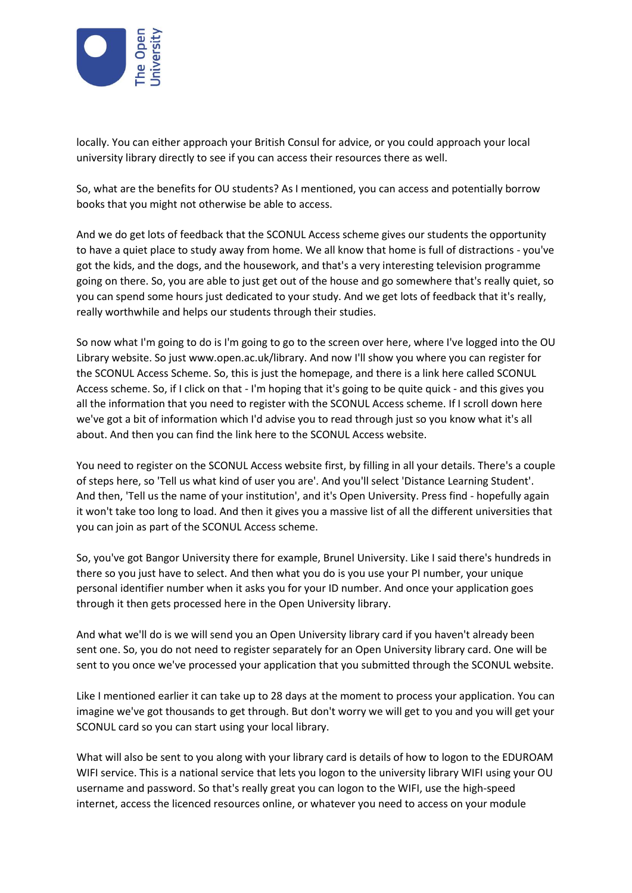locally. You can either approach your British Consul for advice, or you could approach your local university library directly to see if you can access their resources there as well.

So, what are the benefits for OU students? As I mentioned, you can access and potentially borrow books that you might not otherwise be able to access.

And we do get lots of feedback that the SCONUL Access scheme gives our students the opportunity to have a quiet place to study away from home. We all know that home is full of distractions - you've got the kids, and the dogs, and the housework, and that's a very interesting television programme going on there. So, you are able to just get out of the house and go somewhere that's really quiet, so you can spend some hours just dedicated to your study. And we get lots of feedback that it's really, really worthwhile and helps our students through their studies.

So now what I'm going to do is I'm going to go to the screen over here, where I've logged into the OU Library website. So just www.open.ac.uk/library. And now I'll show you where you can register for the SCONUL Access Scheme. So, this is just the homepage, and there is a link here called SCONUL Access scheme. So, if I click on that - I'm hoping that it's going to be quite quick - and this gives you all the information that you need to register with the SCONUL Access scheme. If I scroll down here we've got a bit of information which I'd advise you to read through just so you know what it's all about. And then you can find the link here to the SCONUL Access website.

You need to register on the SCONUL Access website first, by filling in all your details. There's a couple of steps here, so 'Tell us what kind of user you are'. And you'll select 'Distance Learning Student'. And then, 'Tell us the name of your institution', and it's Open University. Press find - hopefully again it won't take too long to load. And then it gives you a massive list of all the different universities that you can join as part of the SCONUL Access scheme.

So, you've got Bangor University there for example, Brunel University. Like I said there's hundreds in there so you just have to select. And then what you do is you use your PI number, your unique personal identifier number when it asks you for your ID number. And once your application goes through it then gets processed here in the Open University library.

And what we'll do is we will send you an Open University library card if you haven't already been sent one. So, you do not need to register separately for an Open University library card. One will be sent to you once we've processed your application that you submitted through the SCONUL website.

Like I mentioned earlier it can take up to 28 days at the moment to process your application. You can imagine we've got thousands to get through. But don't worry we will get to you and you will get your SCONUL card so you can start using your local library.

What will also be sent to you along with your library card is details of how to logon to the EDUROAM WIFI service. This is a national service that lets you logon to the university library WIFI using your OU username and password. So that's really great you can logon to the WIFI, use the high-speed internet, access the licenced resources online, or whatever you need to access on your module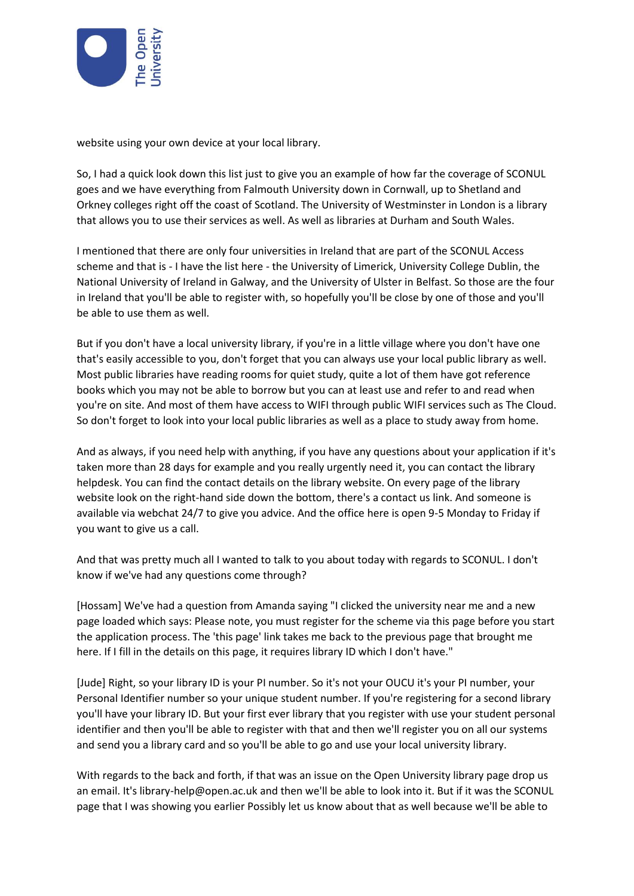website using your own device at your local library.

So, I had a quick look down this list just to give you an example of how far the coverage of SCONUL goes and we have everything from Falmouth University down in Cornwall, up to Shetland and Orkney colleges right off the coast of Scotland. The University of Westminster in London is a library that allows you to use their services as well. As well as libraries at Durham and South Wales.

I mentioned that there are only four universities in Ireland that are part of the SCONUL Access scheme and that is - I have the list here - the University of Limerick, University College Dublin, the National University of Ireland in Galway, and the University of Ulster in Belfast. So those are the four in Ireland that you'll be able to register with, so hopefully you'll be close by one of those and you'll be able to use them as well.

But if you don't have a local university library, if you're in a little village where you don't have one that's easily accessible to you, don't forget that you can always use your local public library as well. Most public libraries have reading rooms for quiet study, quite a lot of them have got reference books which you may not be able to borrow but you can at least use and refer to and read when you're on site. And most of them have access to WIFI through public WIFI services such as The Cloud. So don't forget to look into your local public libraries as well as a place to study away from home.

And as always, if you need help with anything, if you have any questions about your application if it's taken more than 28 days for example and you really urgently need it, you can contact the library helpdesk. You can find the contact details on the library website. On every page of the library website look on the right-hand side down the bottom, there's a contact us link. And someone is available via webchat 24/7 to give you advice. And the office here is open 9-5 Monday to Friday if you want to give us a call.

And that was pretty much all I wanted to talk to you about today with regards to SCONUL. I don't know if we've had any questions come through?

[Hossam] We've had a question from Amanda saying "I clicked the university near me and a new page loaded which says: Please note, you must register for the scheme via this page before you start the application process. The 'this page' link takes me back to the previous page that brought me here. If I fill in the details on this page, it requires library ID which I don't have."

[Jude] Right, so your library ID is your PI number. So it's not your OUCU it's your PI number, your Personal Identifier number so your unique student number. If you're registering for a second library you'll have your library ID. But your first ever library that you register with use your student personal identifier and then you'll be able to register with that and then we'll register you on all our systems and send you a library card and so you'll be able to go and use your local university library.

With regards to the back and forth, if that was an issue on the Open University library page drop us an email. It's library-help@open.ac.uk and then we'll be able to look into it. But if it was the SCONUL page that I was showing you earlier Possibly let us know about that as well because we'll be able to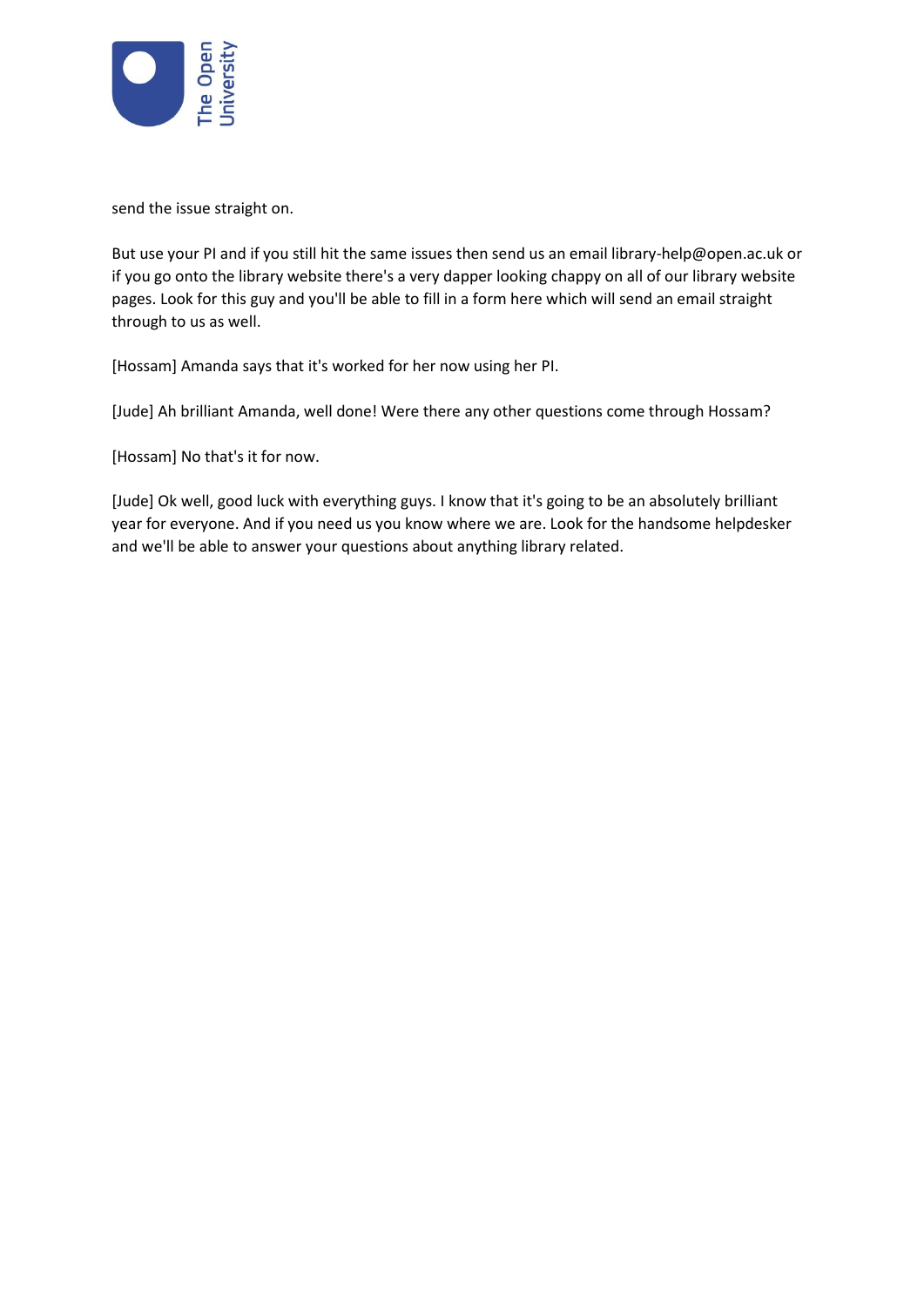send the issue straight on.

But use your PI and if you still hit the same issues then send us an email library-help@open.ac.uk or if you go onto the library website there's a very dapper looking chappy on all of our library website pages. Look for this guy and you'll be able to fill in a form here which will send an email straight through to us as well.

[Hossam] Amanda says that it's worked for her now using her PI.

[Jude] Ah brilliant Amanda, well done! Were there any other questions come through Hossam?

[Hossam] No that's it for now.

[Jude] Ok well, good luck with everything guys. I know that it's going to be an absolutely brilliant year for everyone. And if you need us you know where we are. Look for the handsome helpdesker and we'll be able to answer your questions about anything library related.